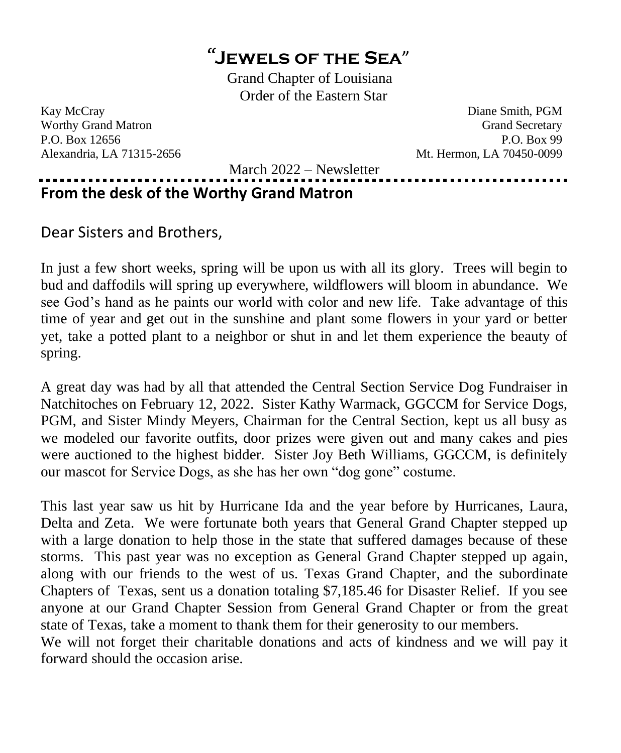# "Jewels of the Sea"

Grand Chapter of Louisiana
Order of the Eastern Star

Kay McCray
Worthy Grand Matron
P.O. Box 12656
Alexandria, LA 71315-2656

Diane Smith, PGM
Grand Secretary
P.O. Box 99
Mt. Hermon, LA 70450-0099

March 2022 – Newsletter

## From the desk of the Worthy Grand Matron

Dear Sisters and Brothers,

In just a few short weeks, spring will be upon us with all its glory. Trees will begin to bud and daffodils will spring up everywhere, wildflowers will bloom in abundance. We see God's hand as he paints our world with color and new life. Take advantage of this time of year and get out in the sunshine and plant some flowers in your yard or better yet, take a potted plant to a neighbor or shut in and let them experience the beauty of spring.

A great day was had by all that attended the Central Section Service Dog Fundraiser in Natchitoches on February 12, 2022. Sister Kathy Warmack, GGCCM for Service Dogs, PGM, and Sister Mindy Meyers, Chairman for the Central Section, kept us all busy as we modeled our favorite outfits, door prizes were given out and many cakes and pies were auctioned to the highest bidder. Sister Joy Beth Williams, GGCCM, is definitely our mascot for Service Dogs, as she has her own "dog gone" costume.

This last year saw us hit by Hurricane Ida and the year before by Hurricanes, Laura, Delta and Zeta. We were fortunate both years that General Grand Chapter stepped up with a large donation to help those in the state that suffered damages because of these storms. This past year was no exception as General Grand Chapter stepped up again, along with our friends to the west of us. Texas Grand Chapter, and the subordinate Chapters of Texas, sent us a donation totaling $7,185.46 for Disaster Relief. If you see anyone at our Grand Chapter Session from General Grand Chapter or from the great state of Texas, take a moment to thank them for their generosity to our members.
We will not forget their charitable donations and acts of kindness and we will pay it forward should the occasion arise.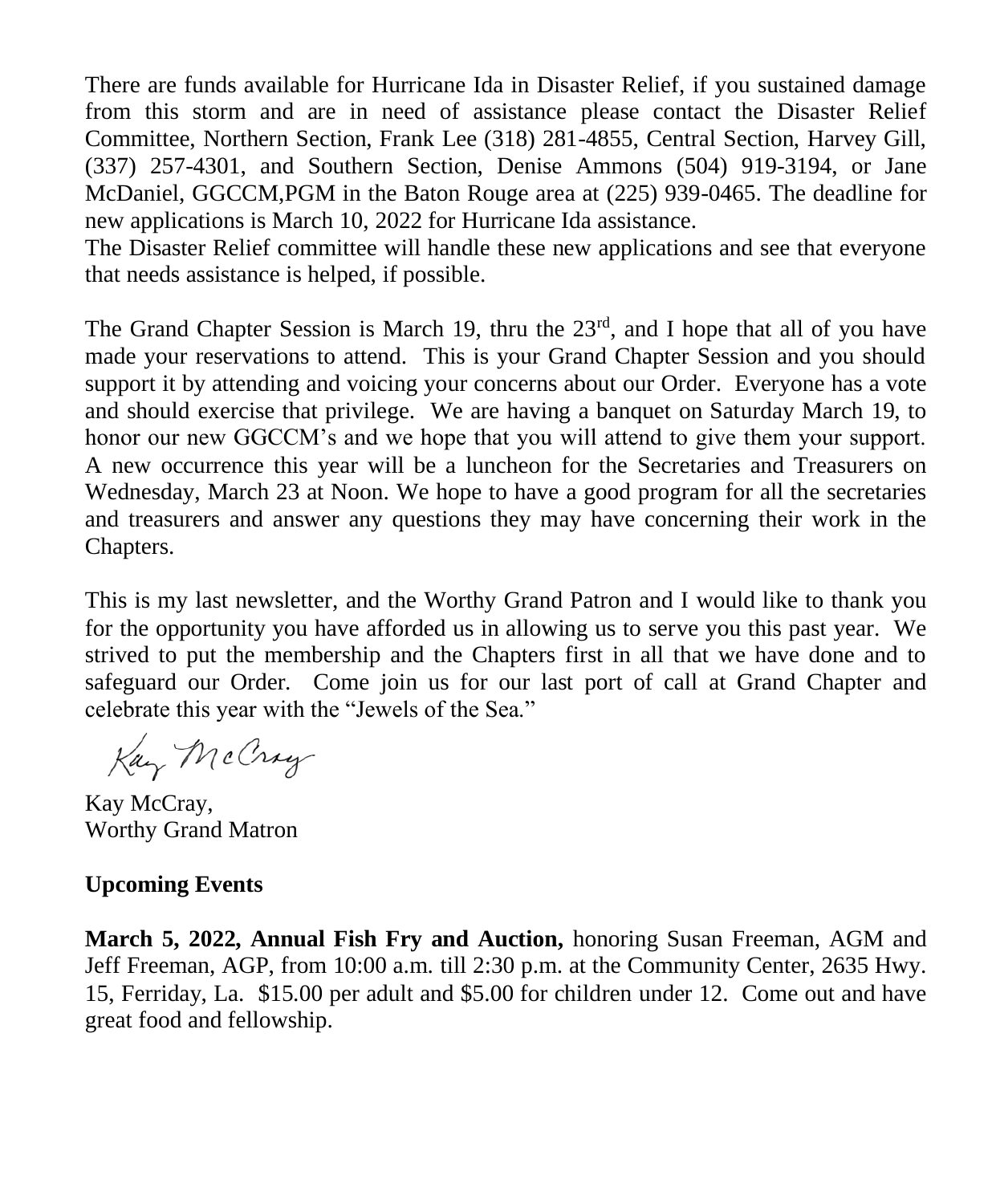There are funds available for Hurricane Ida in Disaster Relief, if you sustained damage from this storm and are in need of assistance please contact the Disaster Relief Committee, Northern Section, Frank Lee (318) 281-4855, Central Section, Harvey Gill, (337) 257-4301, and Southern Section, Denise Ammons (504) 919-3194, or Jane McDaniel, GGCCM,PGM in the Baton Rouge area at (225) 939-0465. The deadline for new applications is March 10, 2022 for Hurricane Ida assistance.
The Disaster Relief committee will handle these new applications and see that everyone that needs assistance is helped, if possible.

The Grand Chapter Session is March 19, thru the 23rd, and I hope that all of you have made your reservations to attend. This is your Grand Chapter Session and you should support it by attending and voicing your concerns about our Order. Everyone has a vote and should exercise that privilege. We are having a banquet on Saturday March 19, to honor our new GGCCM's and we hope that you will attend to give them your support. A new occurrence this year will be a luncheon for the Secretaries and Treasurers on Wednesday, March 23 at Noon. We hope to have a good program for all the secretaries and treasurers and answer any questions they may have concerning their work in the Chapters.

This is my last newsletter, and the Worthy Grand Patron and I would like to thank you for the opportunity you have afforded us in allowing us to serve you this past year. We strived to put the membership and the Chapters first in all that we have done and to safeguard our Order. Come join us for our last port of call at Grand Chapter and celebrate this year with the "Jewels of the Sea."

*Kay McCray*

Kay McCray,
Worthy Grand Matron

**Upcoming Events**

**March 5, 2022, Annual Fish Fry and Auction,** honoring Susan Freeman, AGM and Jeff Freeman, AGP, from 10:00 a.m. till 2:30 p.m. at the Community Center, 2635 Hwy. 15, Ferriday, La. $15.00 per adult and $5.00 for children under 12. Come out and have great food and fellowship.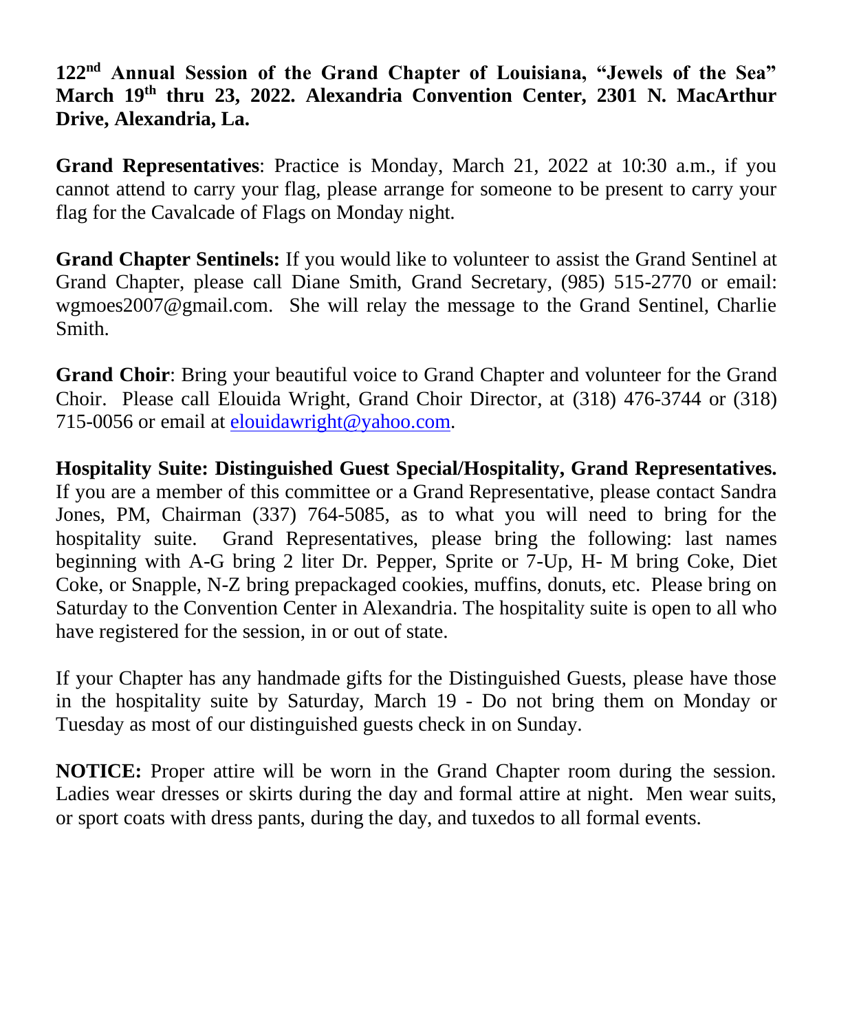**122nd Annual Session of the Grand Chapter of Louisiana, "Jewels of the Sea" March 19th thru 23, 2022. Alexandria Convention Center, 2301 N. MacArthur Drive, Alexandria, La.**

**Grand Representatives**: Practice is Monday, March 21, 2022 at 10:30 a.m., if you cannot attend to carry your flag, please arrange for someone to be present to carry your flag for the Cavalcade of Flags on Monday night.

**Grand Chapter Sentinels:** If you would like to volunteer to assist the Grand Sentinel at Grand Chapter, please call Diane Smith, Grand Secretary, (985) 515-2770 or email: wgmoes2007@gmail.com. She will relay the message to the Grand Sentinel, Charlie Smith.

**Grand Choir**: Bring your beautiful voice to Grand Chapter and volunteer for the Grand Choir. Please call Elouida Wright, Grand Choir Director, at (318) 476-3744 or (318) 715-0056 or email at elouidawright@yahoo.com.

**Hospitality Suite: Distinguished Guest Special/Hospitality, Grand Representatives.** If you are a member of this committee or a Grand Representative, please contact Sandra Jones, PM, Chairman (337) 764-5085, as to what you will need to bring for the hospitality suite. Grand Representatives, please bring the following: last names beginning with A-G bring 2 liter Dr. Pepper, Sprite or 7-Up, H- M bring Coke, Diet Coke, or Snapple, N-Z bring prepackaged cookies, muffins, donuts, etc. Please bring on Saturday to the Convention Center in Alexandria. The hospitality suite is open to all who have registered for the session, in or out of state.

If your Chapter has any handmade gifts for the Distinguished Guests, please have those in the hospitality suite by Saturday, March 19 - Do not bring them on Monday or Tuesday as most of our distinguished guests check in on Sunday.

**NOTICE:** Proper attire will be worn in the Grand Chapter room during the session. Ladies wear dresses or skirts during the day and formal attire at night. Men wear suits, or sport coats with dress pants, during the day, and tuxedos to all formal events.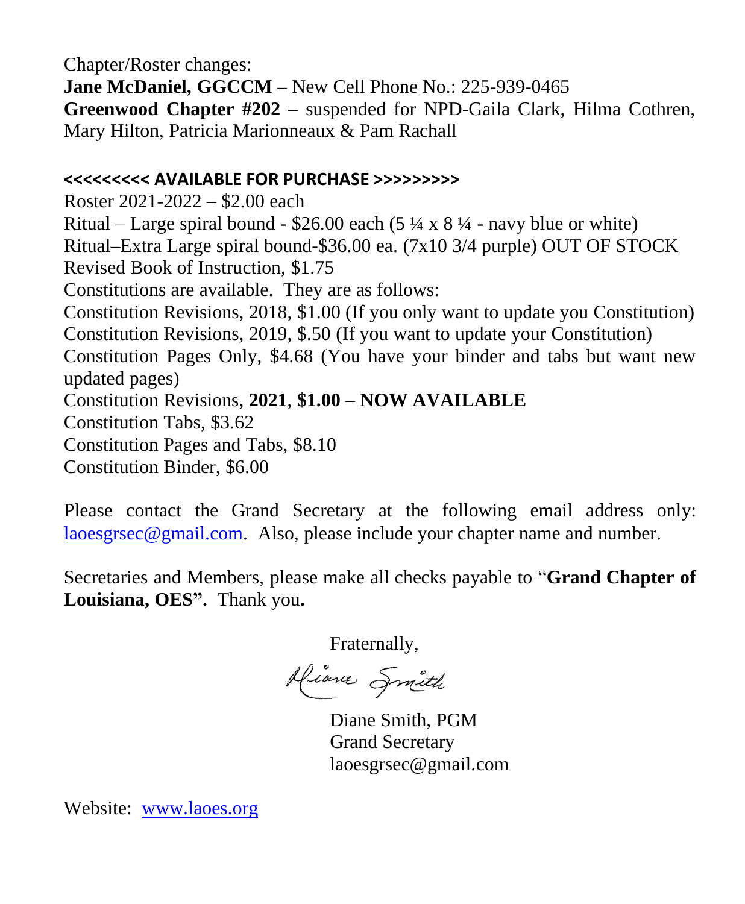Chapter/Roster changes:
**Jane McDaniel, GGCCM** – New Cell Phone No.: 225-939-0465
**Greenwood Chapter #202** – suspended for NPD-Gaila Clark, Hilma Cothren, Mary Hilton, Patricia Marionneaux & Pam Rachall

**<<<<<<<<< AVAILABLE FOR PURCHASE >>>>>>>>>**

Roster 2021-2022 – $2.00 each
Ritual – Large spiral bound - $26.00 each (5 ¼ x 8 ¼ - navy blue or white)
Ritual–Extra Large spiral bound-$36.00 ea. (7x10 3/4 purple) OUT OF STOCK
Revised Book of Instruction, $1.75
Constitutions are available. They are as follows:
Constitution Revisions, 2018, $1.00 (If you only want to update you Constitution)
Constitution Revisions, 2019, $.50 (If you want to update your Constitution)
Constitution Pages Only, $4.68 (You have your binder and tabs but want new updated pages)
Constitution Revisions, **2021**, **$1.00** – **NOW AVAILABLE**
Constitution Tabs, $3.62
Constitution Pages and Tabs, $8.10
Constitution Binder, $6.00

Please contact the Grand Secretary at the following email address only: laoesgrsec@gmail.com. Also, please include your chapter name and number.

Secretaries and Members, please make all checks payable to "**Grand Chapter of Louisiana, OES".** Thank you**.**

Fraternally,

Diane Smith

Diane Smith, PGM
Grand Secretary
laoesgrsec@gmail.com

Website: www.laoes.org